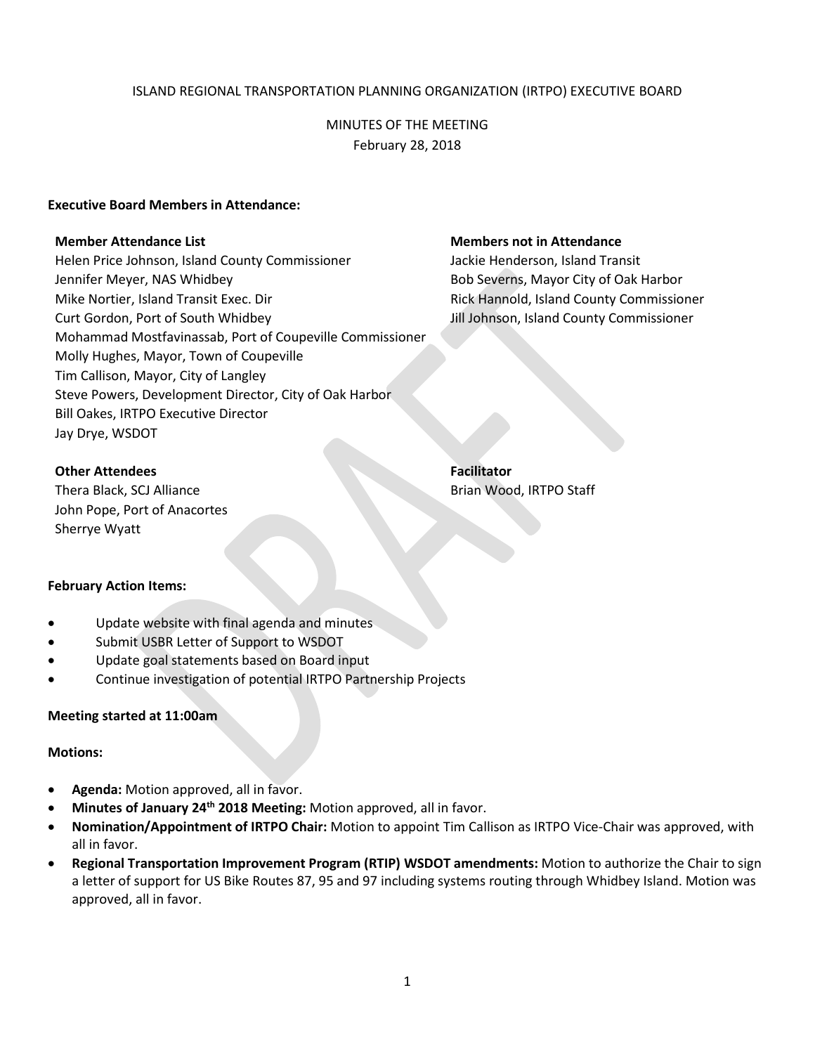# ISLAND REGIONAL TRANSPORTATION PLANNING ORGANIZATION (IRTPO) EXECUTIVE BOARD

## MINUTES OF THE MEETING
February 28, 2018

**Executive Board Members in Attendance:**

**Member Attendance List**

Helen Price Johnson, Island County Commissioner
Jennifer Meyer, NAS Whidbey
Mike Nortier, Island Transit Exec. Dir
Curt Gordon, Port of South Whidbey
Mohammad Mostfavinassab, Port of Coupeville Commissioner
Molly Hughes, Mayor, Town of Coupeville
Tim Callison, Mayor, City of Langley
Steve Powers, Development Director, City of Oak Harbor
Bill Oakes, IRTPO Executive Director
Jay Drye, WSDOT

**Members not in Attendance**

Jackie Henderson, Island Transit
Bob Severns, Mayor City of Oak Harbor
Rick Hannold, Island County Commissioner
Jill Johnson, Island County Commissioner

**Other Attendees**

Thera Black, SCJ Alliance
John Pope, Port of Anacortes
Sherrye Wyatt

**Facilitator**

Brian Wood, IRTPO Staff

**February Action Items:**

- Update website with final agenda and minutes
- Submit USBR Letter of Support to WSDOT
- Update goal statements based on Board input
- Continue investigation of potential IRTPO Partnership Projects

**Meeting started at 11:00am**

**Motions:**

- **Agenda:** Motion approved, all in favor.
- **Minutes of January 24th 2018 Meeting:** Motion approved, all in favor.
- **Nomination/Appointment of IRTPO Chair:** Motion to appoint Tim Callison as IRTPO Vice-Chair was approved, with all in favor.
- **Regional Transportation Improvement Program (RTIP) WSDOT amendments:** Motion to authorize the Chair to sign a letter of support for US Bike Routes 87, 95 and 97 including systems routing through Whidbey Island. Motion was approved, all in favor.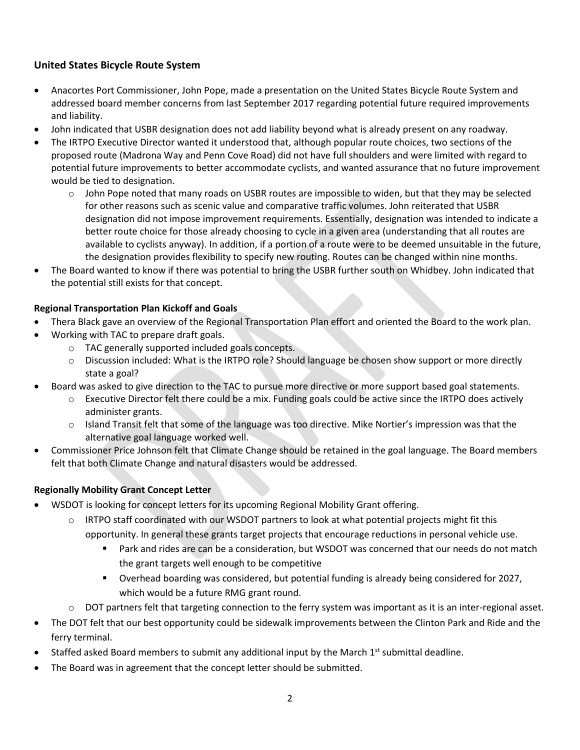### United States Bicycle Route System

- Anacortes Port Commissioner, John Pope, made a presentation on the United States Bicycle Route System and addressed board member concerns from last September 2017 regarding potential future required improvements and liability.
- John indicated that USBR designation does not add liability beyond what is already present on any roadway.
- The IRTPO Executive Director wanted it understood that, although popular route choices, two sections of the proposed route (Madrona Way and Penn Cove Road) did not have full shoulders and were limited with regard to potential future improvements to better accommodate cyclists, and wanted assurance that no future improvement would be tied to designation.
  - John Pope noted that many roads on USBR routes are impossible to widen, but that they may be selected for other reasons such as scenic value and comparative traffic volumes. John reiterated that USBR designation did not impose improvement requirements. Essentially, designation was intended to indicate a better route choice for those already choosing to cycle in a given area (understanding that all routes are available to cyclists anyway). In addition, if a portion of a route were to be deemed unsuitable in the future, the designation provides flexibility to specify new routing. Routes can be changed within nine months.
- The Board wanted to know if there was potential to bring the USBR further south on Whidbey. John indicated that the potential still exists for that concept.

**Regional Transportation Plan Kickoff and Goals**

- Thera Black gave an overview of the Regional Transportation Plan effort and oriented the Board to the work plan.
- Working with TAC to prepare draft goals.
  - TAC generally supported included goals concepts.
  - Discussion included: What is the IRTPO role? Should language be chosen show support or more directly state a goal?
- Board was asked to give direction to the TAC to pursue more directive or more support based goal statements.
  - Executive Director felt there could be a mix. Funding goals could be active since the IRTPO does actively administer grants.
  - Island Transit felt that some of the language was too directive. Mike Nortier's impression was that the alternative goal language worked well.
- Commissioner Price Johnson felt that Climate Change should be retained in the goal language. The Board members felt that both Climate Change and natural disasters would be addressed.

**Regionally Mobility Grant Concept Letter**

- WSDOT is looking for concept letters for its upcoming Regional Mobility Grant offering.
  - IRTPO staff coordinated with our WSDOT partners to look at what potential projects might fit this opportunity. In general these grants target projects that encourage reductions in personal vehicle use.
    - Park and rides are can be a consideration, but WSDOT was concerned that our needs do not match the grant targets well enough to be competitive
    - Overhead boarding was considered, but potential funding is already being considered for 2027, which would be a future RMG grant round.
  - DOT partners felt that targeting connection to the ferry system was important as it is an inter-regional asset.
- The DOT felt that our best opportunity could be sidewalk improvements between the Clinton Park and Ride and the ferry terminal.
- Staffed asked Board members to submit any additional input by the March 1st submittal deadline.
- The Board was in agreement that the concept letter should be submitted.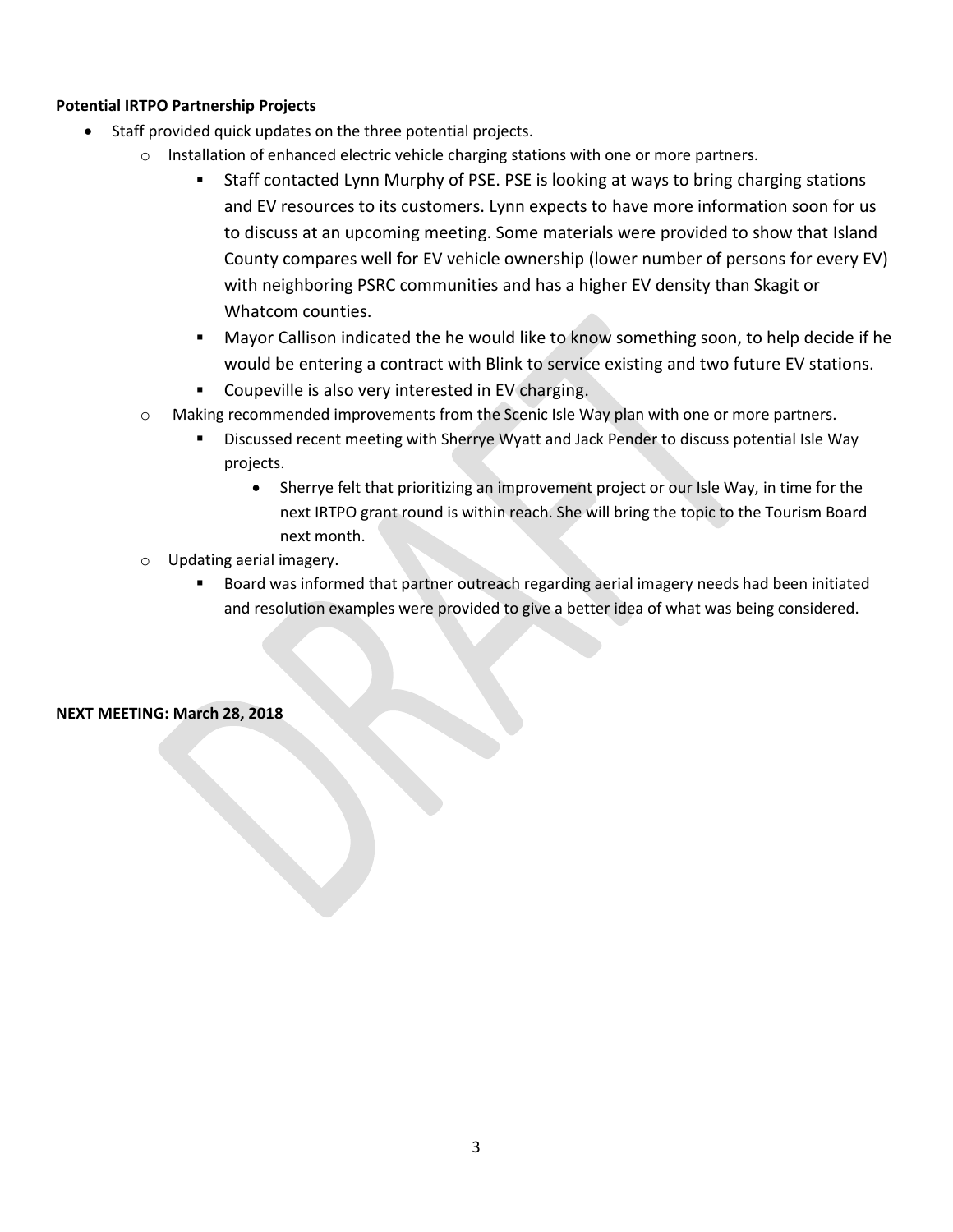**Potential IRTPO Partnership Projects**

- Staff provided quick updates on the three potential projects.
    - Installation of enhanced electric vehicle charging stations with one or more partners.
        - Staff contacted Lynn Murphy of PSE. PSE is looking at ways to bring charging stations and EV resources to its customers. Lynn expects to have more information soon for us to discuss at an upcoming meeting. Some materials were provided to show that Island County compares well for EV vehicle ownership (lower number of persons for every EV) with neighboring PSRC communities and has a higher EV density than Skagit or Whatcom counties.
        - Mayor Callison indicated the he would like to know something soon, to help decide if he would be entering a contract with Blink to service existing and two future EV stations.
        - Coupeville is also very interested in EV charging.
    - Making recommended improvements from the Scenic Isle Way plan with one or more partners.
        - Discussed recent meeting with Sherrye Wyatt and Jack Pender to discuss potential Isle Way projects.
            - Sherrye felt that prioritizing an improvement project or our Isle Way, in time for the next IRTPO grant round is within reach. She will bring the topic to the Tourism Board next month.
    - Updating aerial imagery.
        - Board was informed that partner outreach regarding aerial imagery needs had been initiated and resolution examples were provided to give a better idea of what was being considered.

**NEXT MEETING: March 28, 2018**